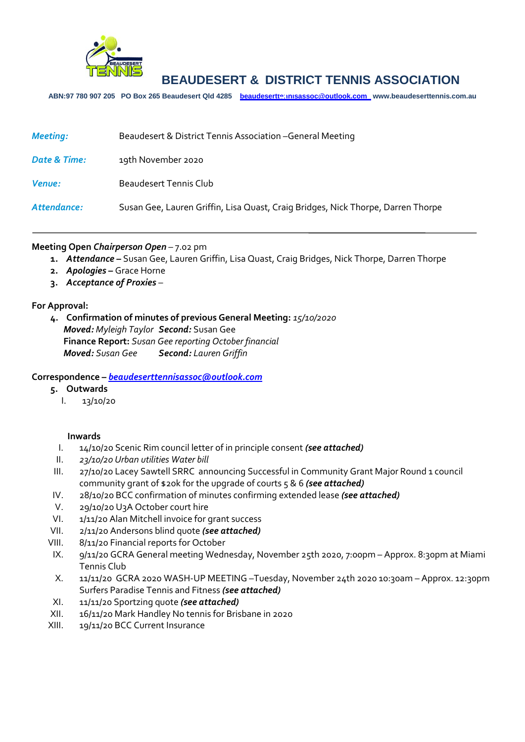# BEAUDESERT & DISTRICT TENNIS ASSOCIATION

**ABN:97 780 907 205 PO Box 265 Beaudesert Qld 4285 beaudeserttennisassoc@outlook.com www.beaudeserttennis.com.au**

| | |
|---|---|
| ***Meeting:*** | Beaudesert & District Tennis Association –General Meeting |
| ***Date & Time:*** | 19th November 2020 |
| ***Venue:*** | Beaudesert Tennis Club |
| ***Attendance:*** | Susan Gee, Lauren Griffin, Lisa Quast, Craig Bridges, Nick Thorpe, Darren Thorpe |

---

**Meeting Open** ***Chairperson Open*** – 7.02 pm

1. ***Attendance –*** Susan Gee, Lauren Griffin, Lisa Quast, Craig Bridges, Nick Thorpe, Darren Thorpe
2. ***Apologies –*** Grace Horne
3. ***Acceptance of Proxies*** –

**For Approval:**

4. **Confirmation of minutes of previous General Meeting:** *15/10/2020*
   ***Moved:*** *Myleigh Taylor* ***Second:*** Susan Gee
   **Finance Report:** *Susan Gee reporting October financial*
   ***Moved:*** *Susan Gee* ***Second:*** *Lauren Griffin*

**Correspondence –** ***beaudeserttennisassoc@outlook.com***

5. **Outwards**
   I. 13/10/20

   **Inwards**
   I. 14/10/20 Scenic Rim council letter of in principle consent ***(see attached)***
   II. *23/10/20 Urban utilities Water bill*
   III. 27/10/20 Lacey Sawtell SRRC announcing Successful in Community Grant Major Round 1 council community grant of $20k for the upgrade of courts 5 & 6 ***(see attached)***
   IV. 28/10/20 BCC confirmation of minutes confirming extended lease ***(see attached)***
   V. 29/10/20 U3A October court hire
   VI. 1/11/20 Alan Mitchell invoice for grant success
   VII. 2/11/20 Andersons blind quote ***(see attached)***
   VIII. 8/11/20 Financial reports for October
   IX. 9/11/20 GCRA General meeting Wednesday, November 25th 2020, 7:00pm – Approx. 8:30pm at Miami Tennis Club
   X. 11/11/20 GCRA 2020 WASH-UP MEETING –Tuesday, November 24th 2020 10:30am – Approx. 12:30pm Surfers Paradise Tennis and Fitness ***(see attached)***
   XI. 11/11/20 Sportzing quote ***(see attached)***
   XII. 16/11/20 Mark Handley No tennis for Brisbane in 2020
   XIII. 19/11/20 BCC Current Insurance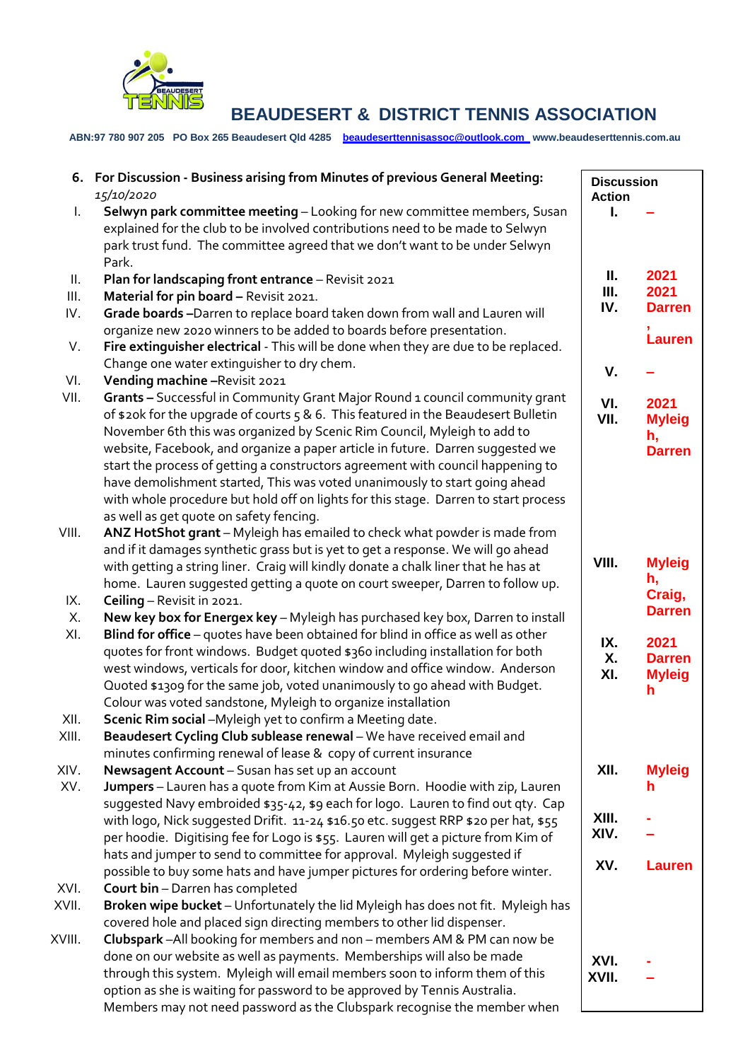**BEAUDESERT & DISTRICT TENNIS ASSOCIATION**

ABN:97 780 907 205 PO Box 265 Beaudesert Qld 4285 beaudeserttennisassoc@outlook.com www.beaudeserttennis.com.au

**6. For Discussion - Business arising from Minutes of previous General Meeting:** *15/10/2020*

| # | Item | Discussion Action |
|---|---|---|
| I. | **Selwyn park committee meeting** – Looking for new committee members, Susan explained for the club to be involved contributions need to be made to Selwyn park trust fund. The committee agreed that we don't want to be under Selwyn Park. | – |
| II. | **Plan for landscaping front entrance** – Revisit 2021 | 2021 |
| III. | **Material for pin board –** Revisit 2021. | 2021 |
| IV. | **Grade boards –**Darren to replace board taken down from wall and Lauren will organize new 2020 winners to be added to boards before presentation. | Darren, Lauren |
| V. | **Fire extinguisher electrical** - This will be done when they are due to be replaced. Change one water extinguisher to dry chem. | – |
| VI. | **Vending machine –**Revisit 2021 | 2021 |
| VII. | **Grants –** Successful in Community Grant Major Round 1 council community grant of $20k for the upgrade of courts 5 & 6. This featured in the Beaudesert Bulletin November 6th this was organized by Scenic Rim Council, Myleigh to add to website, Facebook, and organize a paper article in future. Darren suggested we start the process of getting a constructors agreement with council happening to have demolishment started, This was voted unanimously to start going ahead with whole procedure but hold off on lights for this stage. Darren to start process as well as get quote on safety fencing. | Myleigh, Darren |
| VIII. | **ANZ HotShot grant** – Myleigh has emailed to check what powder is made from and if it damages synthetic grass but is yet to get a response. We will go ahead with getting a string liner. Craig will kindly donate a chalk liner that he has at home. Lauren suggested getting a quote on court sweeper, Darren to follow up. | Myleigh, Craig, Darren |
| IX. | **Ceiling** – Revisit in 2021. | 2021 |
| X. | **New key box for Energex key** – Myleigh has purchased key box, Darren to install | Darren |
| XI. | **Blind for office** – quotes have been obtained for blind in office as well as other quotes for front windows. Budget quoted $360 including installation for both west windows, verticals for door, kitchen window and office window. Anderson Quoted $1309 for the same job, voted unanimously to go ahead with Budget. Colour was voted sandstone, Myleigh to organize installation | Myleigh |
| XII. | **Scenic Rim social** –Myleigh yet to confirm a Meeting date. | Myleigh |
| XIII. | **Beaudesert Cycling Club sublease renewal** – We have received email and minutes confirming renewal of lease & copy of current insurance | - |
| XIV. | **Newsagent Account** – Susan has set up an account | – |
| XV. | **Jumpers** – Lauren has a quote from Kim at Aussie Born. Hoodie with zip, Lauren suggested Navy embroided $35-42, $9 each for logo. Lauren to find out qty. Cap with logo, Nick suggested Drifit. 11-24 $16.50 etc. suggest RRP $20 per hat, $55 per hoodie. Digitising fee for Logo is $55. Lauren will get a picture from Kim of hats and jumper to send to committee for approval. Myleigh suggested if possible to buy some hats and have jumper pictures for ordering before winter. | Lauren |
| XVI. | **Court bin** – Darren has completed | - |
| XVII. | **Broken wipe bucket** – Unfortunately the lid Myleigh has does not fit. Myleigh has covered hole and placed sign directing members to other lid dispenser. | – |
| XVIII. | **Clubspark** –All booking for members and non – members AM & PM can now be done on our website as well as payments. Memberships will also be made through this system. Myleigh will email members soon to inform them of this option as she is waiting for password to be approved by Tennis Australia. Members may not need password as the Clubspark recognise the member when | |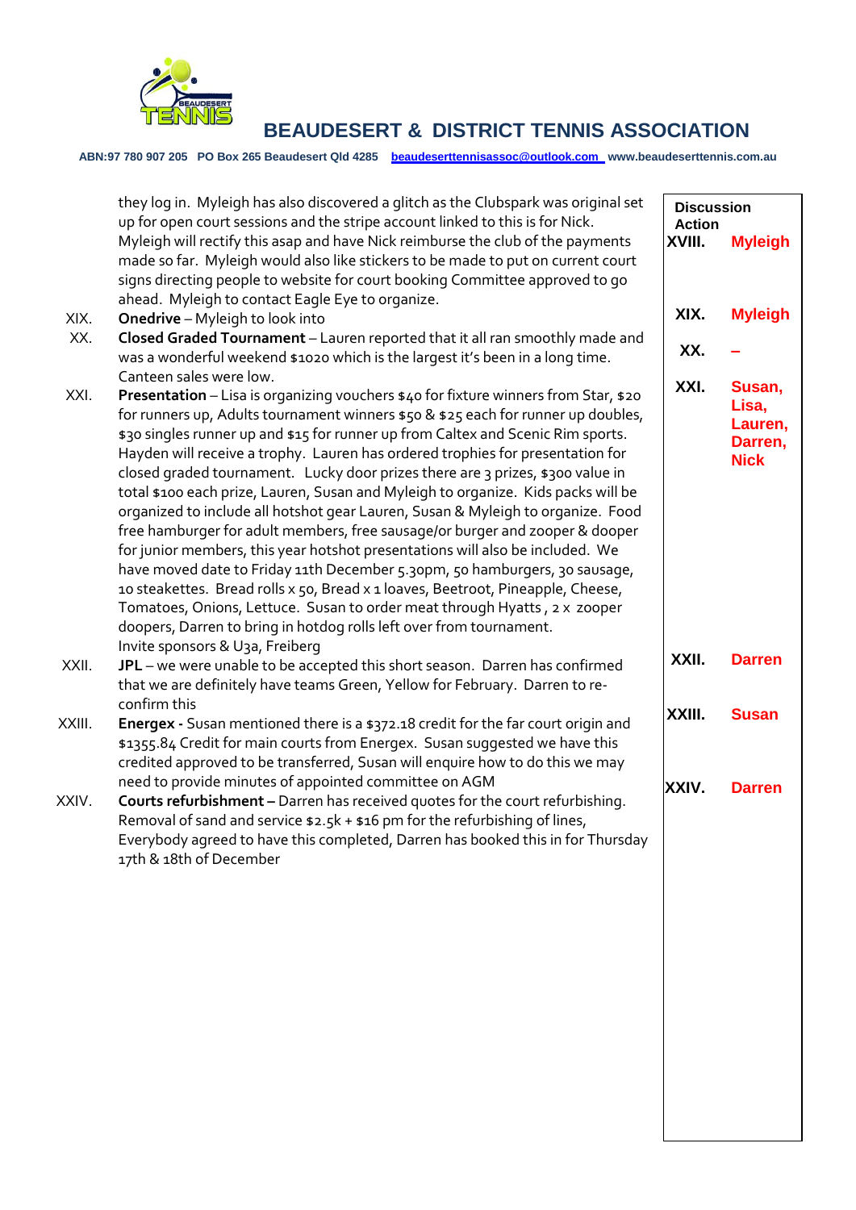# BEAUDESERT & DISTRICT TENNIS ASSOCIATION

**ABN:97 780 907 205 PO Box 265 Beaudesert Qld 4285 beaudeserttennisassoc@outlook.com www.beaudeserttennis.com.au**

| No. | Discussion | Action |
|---|---|---|
| XVIII. | they log in. Myleigh has also discovered a glitch as the Clubspark was original set up for open court sessions and the stripe account linked to this is for Nick. Myleigh will rectify this asap and have Nick reimburse the club of the payments made so far. Myleigh would also like stickers to be made to put on current court signs directing people to website for court booking Committee approved to go ahead. Myleigh to contact Eagle Eye to organize. | Myleigh |
| XIX. | **Onedrive** – Myleigh to look into | Myleigh |
| XX. | **Closed Graded Tournament** – Lauren reported that it all ran smoothly made and was a wonderful weekend $1020 which is the largest it's been in a long time. Canteen sales were low. | – |
| XXI. | **Presentation** – Lisa is organizing vouchers $40 for fixture winners from Star, $20 for runners up, Adults tournament winners $50 & $25 each for runner up doubles, $30 singles runner up and $15 for runner up from Caltex and Scenic Rim sports. Hayden will receive a trophy. Lauren has ordered trophies for presentation for closed graded tournament. Lucky door prizes there are 3 prizes, $300 value in total $100 each prize, Lauren, Susan and Myleigh to organize. Kids packs will be organized to include all hotshot gear Lauren, Susan & Myleigh to organize. Food free hamburger for adult members, free sausage/or burger and zooper & dooper for junior members, this year hotshot presentations will also be included. We have moved date to Friday 11th December 5.30pm, 50 hamburgers, 30 sausage, 10 steakettes. Bread rolls x 50, Bread x 1 loaves, Beetroot, Pineapple, Cheese, Tomatoes, Onions, Lettuce. Susan to order meat through Hyatts , 2 x zooper doopers, Darren to bring in hotdog rolls left over from tournament. Invite sponsors & U3a, Freiberg | Susan, Lisa, Lauren, Darren, Nick |
| XXII. | **JPL** – we were unable to be accepted this short season. Darren has confirmed that we are definitely have teams Green, Yellow for February. Darren to re-confirm this | Darren |
| XXIII. | **Energex -** Susan mentioned there is a $372.18 credit for the far court origin and $1355.84 Credit for main courts from Energex. Susan suggested we have this credited approved to be transferred, Susan will enquire how to do this we may need to provide minutes of appointed committee on AGM | Susan |
| XXIV. | **Courts refurbishment –** Darren has received quotes for the court refurbishing. Removal of sand and service $2.5k + $16 pm for the refurbishing of lines, Everybody agreed to have this completed, Darren has booked this in for Thursday 17th & 18th of December | Darren |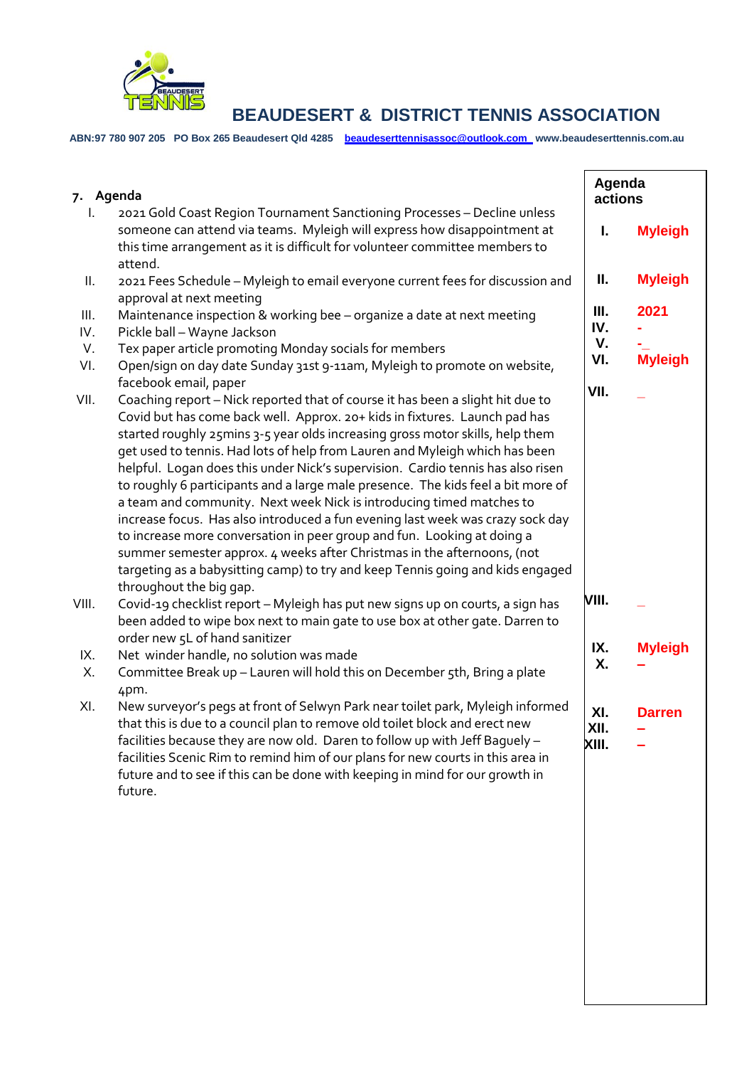# BEAUDESERT & DISTRICT TENNIS ASSOCIATION

**ABN:97 780 907 205 PO Box 265 Beaudesert Qld 4285 beaudeserttennisassoc@outlook.com www.beaudeserttennis.com.au**

### 7. Agenda

I. 2021 Gold Coast Region Tournament Sanctioning Processes – Decline unless someone can attend via teams. Myleigh will express how disappointment at this time arrangement as it is difficult for volunteer committee members to attend.

II. 2021 Fees Schedule – Myleigh to email everyone current fees for discussion and approval at next meeting

III. Maintenance inspection & working bee – organize a date at next meeting

IV. Pickle ball – Wayne Jackson

V. Tex paper article promoting Monday socials for members

VI. Open/sign on day date Sunday 31st 9-11am, Myleigh to promote on website, facebook email, paper

VII. Coaching report – Nick reported that of course it has been a slight hit due to Covid but has come back well. Approx. 20+ kids in fixtures. Launch pad has started roughly 25mins 3-5 year olds increasing gross motor skills, help them get used to tennis. Had lots of help from Lauren and Myleigh which has been helpful. Logan does this under Nick's supervision. Cardio tennis has also risen to roughly 6 participants and a large male presence. The kids feel a bit more of a team and community. Next week Nick is introducing timed matches to increase focus. Has also introduced a fun evening last week was crazy sock day to increase more conversation in peer group and fun. Looking at doing a summer semester approx. 4 weeks after Christmas in the afternoons, (not targeting as a babysitting camp) to try and keep Tennis going and kids engaged throughout the big gap.

VIII. Covid-19 checklist report – Myleigh has put new signs up on courts, a sign has been added to wipe box next to main gate to use box at other gate. Darren to order new 5L of hand sanitizer

IX. Net winder handle, no solution was made

X. Committee Break up – Lauren will hold this on December 5th, Bring a plate 4pm.

XI. New surveyor's pegs at front of Selwyn Park near toilet park, Myleigh informed that this is due to a council plan to remove old toilet block and erect new facilities because they are now old. Daren to follow up with Jeff Baguely – facilities Scenic Rim to remind him of our plans for new courts in this area in future and to see if this can be done with keeping in mind for our growth in future.

| Agenda actions | |
|---|---|
| I. | Myleigh |
| II. | Myleigh |
| III. | 2021 |
| IV. | - |
| V. | -_ |
| VI. | Myleigh |
| VII. | _ |
| VIII. | _ |
| IX. | Myleigh |
| X. | – |
| XI. | Darren |
| XII. | – |
| XIII. | – |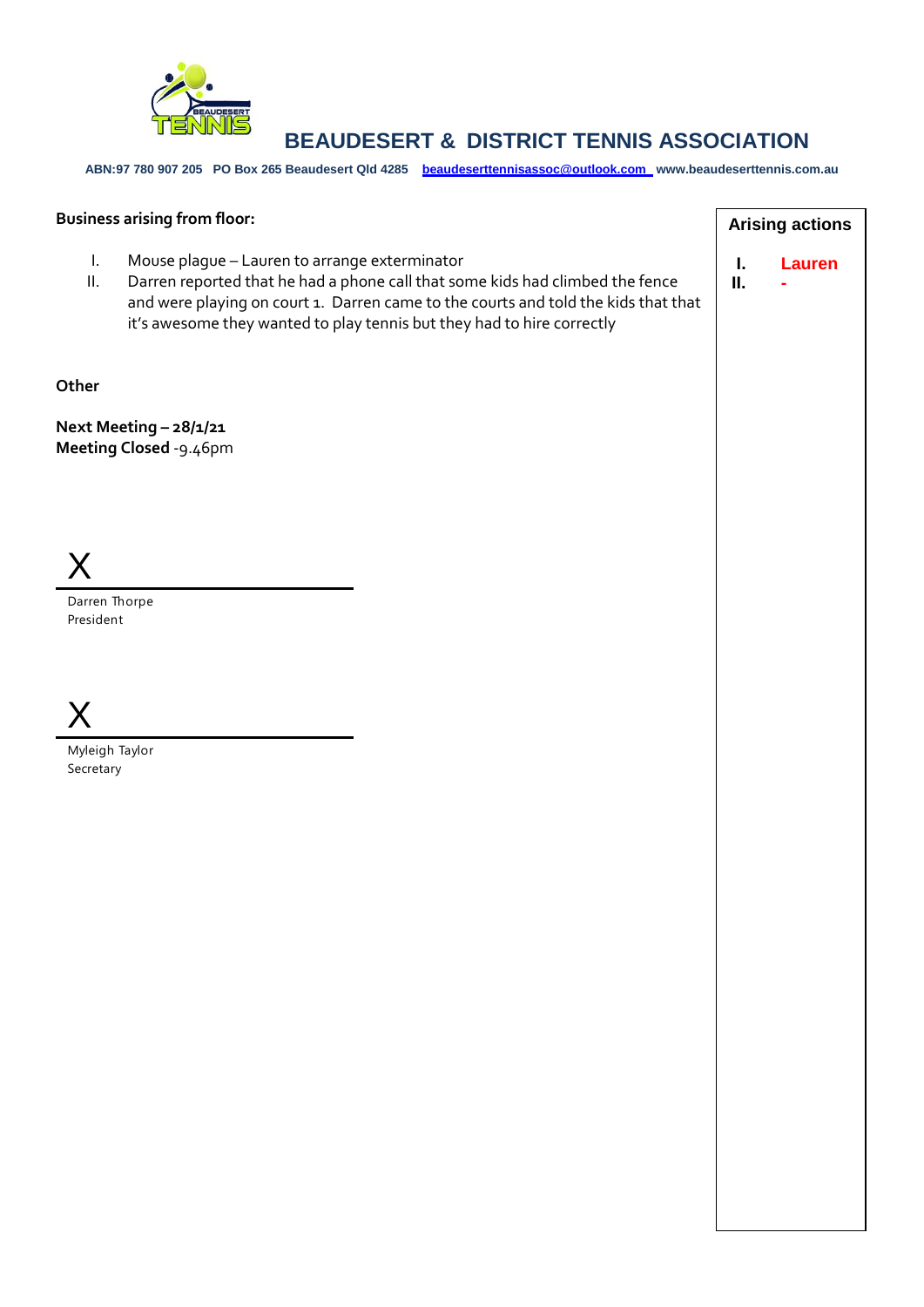# BEAUDESERT & DISTRICT TENNIS ASSOCIATION

ABN:97 780 907 205 PO Box 265 Beaudesert Qld 4285 beaudeserttennisassoc@outlook.com www.beaudeserttennis.com.au

**Business arising from floor:**

I. Mouse plague – Lauren to arrange exterminator
II. Darren reported that he had a phone call that some kids had climbed the fence and were playing on court 1. Darren came to the courts and told the kids that that it's awesome they wanted to play tennis but they had to hire correctly

**Other**

**Next Meeting – 28/1/21**
**Meeting Closed** -9.46pm

X

Darren Thorpe
President

X

Myleigh Taylor
Secretary

**Arising actions**

I. Lauren
II. -